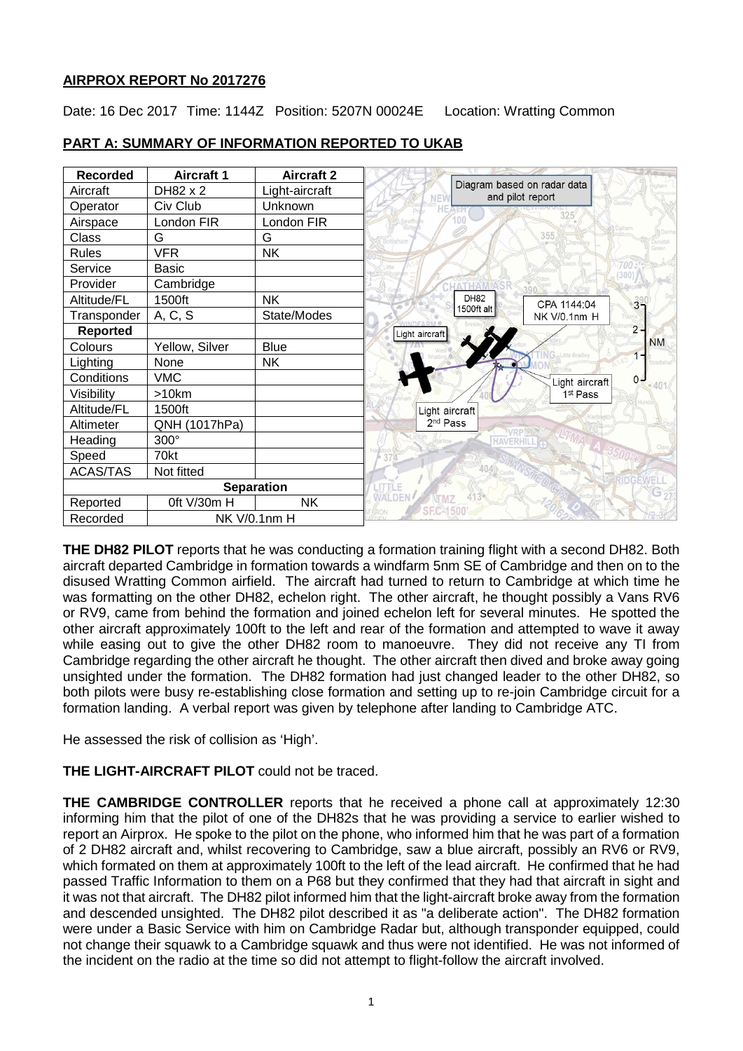# AIRPROX REPORT No 2017276

Date: 16 Dec 2017 Time: 1144Z Position: 5207N 00024E Location: Wratting Common

## PART A: SUMMARY OF INFORMATION REPORTED TO UKAB

| Recorded | Aircraft 1 | Aircraft 2 |
|---|---|---|
| Aircraft | DH82 x 2 | Light-aircraft |
| Operator | Civ Club | Unknown |
| Airspace | London FIR | London FIR |
| Class | G | G |
| Rules | VFR | NK |
| Service | Basic | |
| Provider | Cambridge | |
| Altitude/FL | 1500ft | NK |
| Transponder | A, C, S | State/Modes |
| **Reported** | | |
| Colours | Yellow, Silver | Blue |
| Lighting | None | NK |
| Conditions | VMC | |
| Visibility | >10km | |
| Altitude/FL | 1500ft | |
| Altimeter | QNH (1017hPa) | |
| Heading | 300° | |
| Speed | 70kt | |
| ACAS/TAS | Not fitted | |
| **Separation** | | |
| Reported | 0ft V/30m H | NK |
| Recorded | NK V/0.1nm H | |

Diagram based on radar data and pilot report. DH82 1500ft alt. CPA 1144:04 NK V/0.1nm H. Light aircraft. Light aircraft 1st Pass. Light aircraft 2nd Pass.

**THE DH82 PILOT** reports that he was conducting a formation training flight with a second DH82. Both aircraft departed Cambridge in formation towards a windfarm 5nm SE of Cambridge and then on to the disused Wratting Common airfield. The aircraft had turned to return to Cambridge at which time he was formatting on the other DH82, echelon right. The other aircraft, he thought possibly a Vans RV6 or RV9, came from behind the formation and joined echelon left for several minutes. He spotted the other aircraft approximately 100ft to the left and rear of the formation and attempted to wave it away while easing out to give the other DH82 room to manoeuvre. They did not receive any TI from Cambridge regarding the other aircraft he thought. The other aircraft then dived and broke away going unsighted under the formation. The DH82 formation had just changed leader to the other DH82, so both pilots were busy re-establishing close formation and setting up to re-join Cambridge circuit for a formation landing. A verbal report was given by telephone after landing to Cambridge ATC.

He assessed the risk of collision as 'High'.

**THE LIGHT-AIRCRAFT PILOT** could not be traced.

**THE CAMBRIDGE CONTROLLER** reports that he received a phone call at approximately 12:30 informing him that the pilot of one of the DH82s that he was providing a service to earlier wished to report an Airprox. He spoke to the pilot on the phone, who informed him that he was part of a formation of 2 DH82 aircraft and, whilst recovering to Cambridge, saw a blue aircraft, possibly an RV6 or RV9, which formated on them at approximately 100ft to the left of the lead aircraft. He confirmed that he had passed Traffic Information to them on a P68 but they confirmed that they had that aircraft in sight and it was not that aircraft. The DH82 pilot informed him that the light-aircraft broke away from the formation and descended unsighted. The DH82 pilot described it as "a deliberate action". The DH82 formation were under a Basic Service with him on Cambridge Radar but, although transponder equipped, could not change their squawk to a Cambridge squawk and thus were not identified. He was not informed of the incident on the radio at the time so did not attempt to flight-follow the aircraft involved.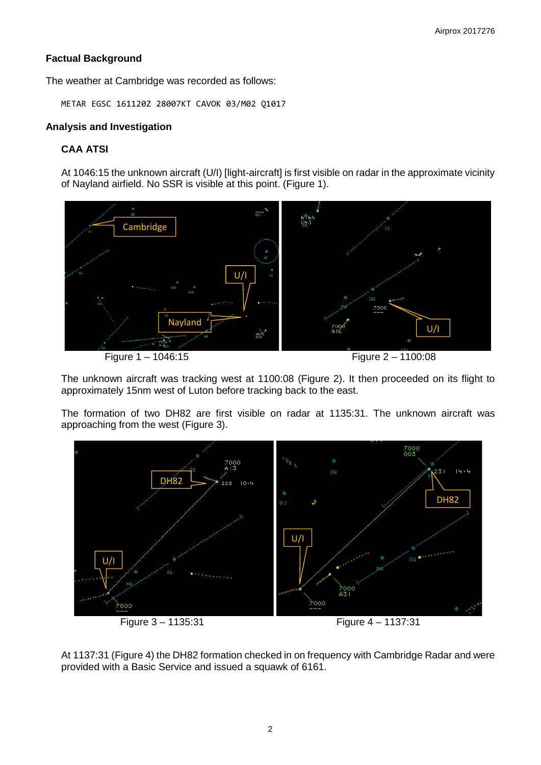## Factual Background

The weather at Cambridge was recorded as follows:

```
METAR EGSC 161120Z 28007KT CAVOK 03/M02 Q1017
```

## Analysis and Investigation

### CAA ATSI

At 1046:15 the unknown aircraft (U/I) [light-aircraft] is first visible on radar in the approximate vicinity of Nayland airfield. No SSR is visible at this point. (Figure 1).

Figure 1 – 1046:15

Figure 2 – 1100:08

The unknown aircraft was tracking west at 1100:08 (Figure 2). It then proceeded on its flight to approximately 15nm west of Luton before tracking back to the east.

The formation of two DH82 are first visible on radar at 1135:31. The unknown aircraft was approaching from the west (Figure 3).

Figure 3 – 1135:31

Figure 4 – 1137:31

At 1137:31 (Figure 4) the DH82 formation checked in on frequency with Cambridge Radar and were provided with a Basic Service and issued a squawk of 6161.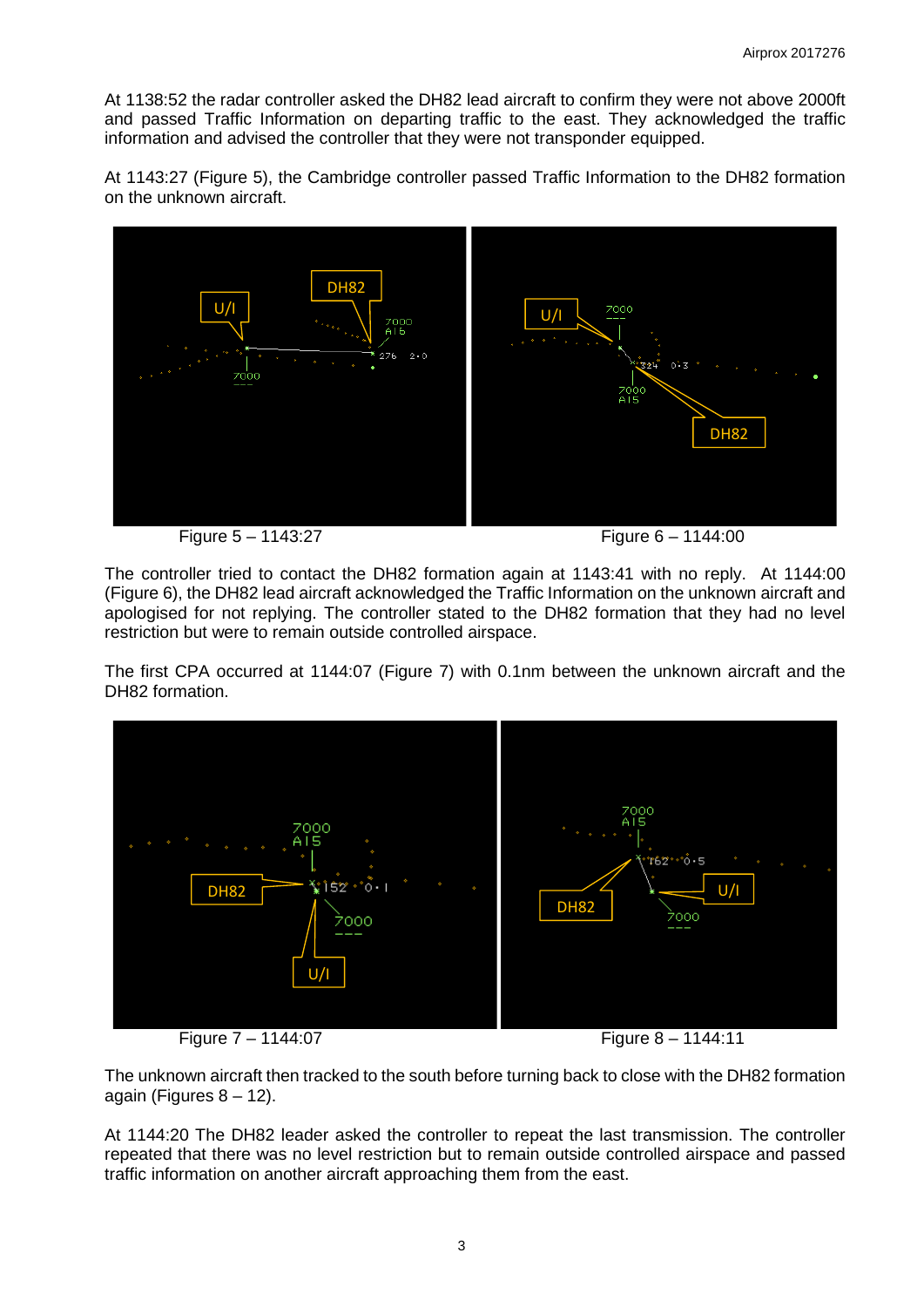At 1138:52 the radar controller asked the DH82 lead aircraft to confirm they were not above 2000ft and passed Traffic Information on departing traffic to the east. They acknowledged the traffic information and advised the controller that they were not transponder equipped.

At 1143:27 (Figure 5), the Cambridge controller passed Traffic Information to the DH82 formation on the unknown aircraft.

Figure 5 – 1143:27

Figure 6 – 1144:00

The controller tried to contact the DH82 formation again at 1143:41 with no reply. At 1144:00 (Figure 6), the DH82 lead aircraft acknowledged the Traffic Information on the unknown aircraft and apologised for not replying. The controller stated to the DH82 formation that they had no level restriction but were to remain outside controlled airspace.

The first CPA occurred at 1144:07 (Figure 7) with 0.1nm between the unknown aircraft and the DH82 formation.

Figure 7 – 1144:07

Figure 8 – 1144:11

The unknown aircraft then tracked to the south before turning back to close with the DH82 formation again (Figures 8 – 12).

At 1144:20 The DH82 leader asked the controller to repeat the last transmission. The controller repeated that there was no level restriction but to remain outside controlled airspace and passed traffic information on another aircraft approaching them from the east.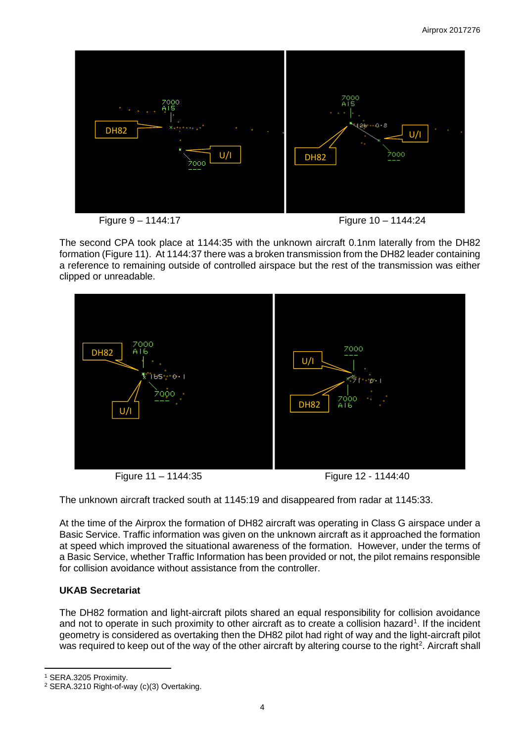Figure 9 – 1144:17

Figure 10 – 1144:24

The second CPA took place at 1144:35 with the unknown aircraft 0.1nm laterally from the DH82 formation (Figure 11). At 1144:37 there was a broken transmission from the DH82 leader containing a reference to remaining outside of controlled airspace but the rest of the transmission was either clipped or unreadable.

Figure 11 – 1144:35

Figure 12 - 1144:40

The unknown aircraft tracked south at 1145:19 and disappeared from radar at 1145:33.

At the time of the Airprox the formation of DH82 aircraft was operating in Class G airspace under a Basic Service. Traffic information was given on the unknown aircraft as it approached the formation at speed which improved the situational awareness of the formation. However, under the terms of a Basic Service, whether Traffic Information has been provided or not, the pilot remains responsible for collision avoidance without assistance from the controller.

**UKAB Secretariat**

The DH82 formation and light-aircraft pilots shared an equal responsibility for collision avoidance and not to operate in such proximity to other aircraft as to create a collision hazard[1]. If the incident geometry is considered as overtaking then the DH82 pilot had right of way and the light-aircraft pilot was required to keep out of the way of the other aircraft by altering course to the right[2]. Aircraft shall

---

[1] SERA.3205 Proximity.

[2] SERA.3210 Right-of-way (c)(3) Overtaking.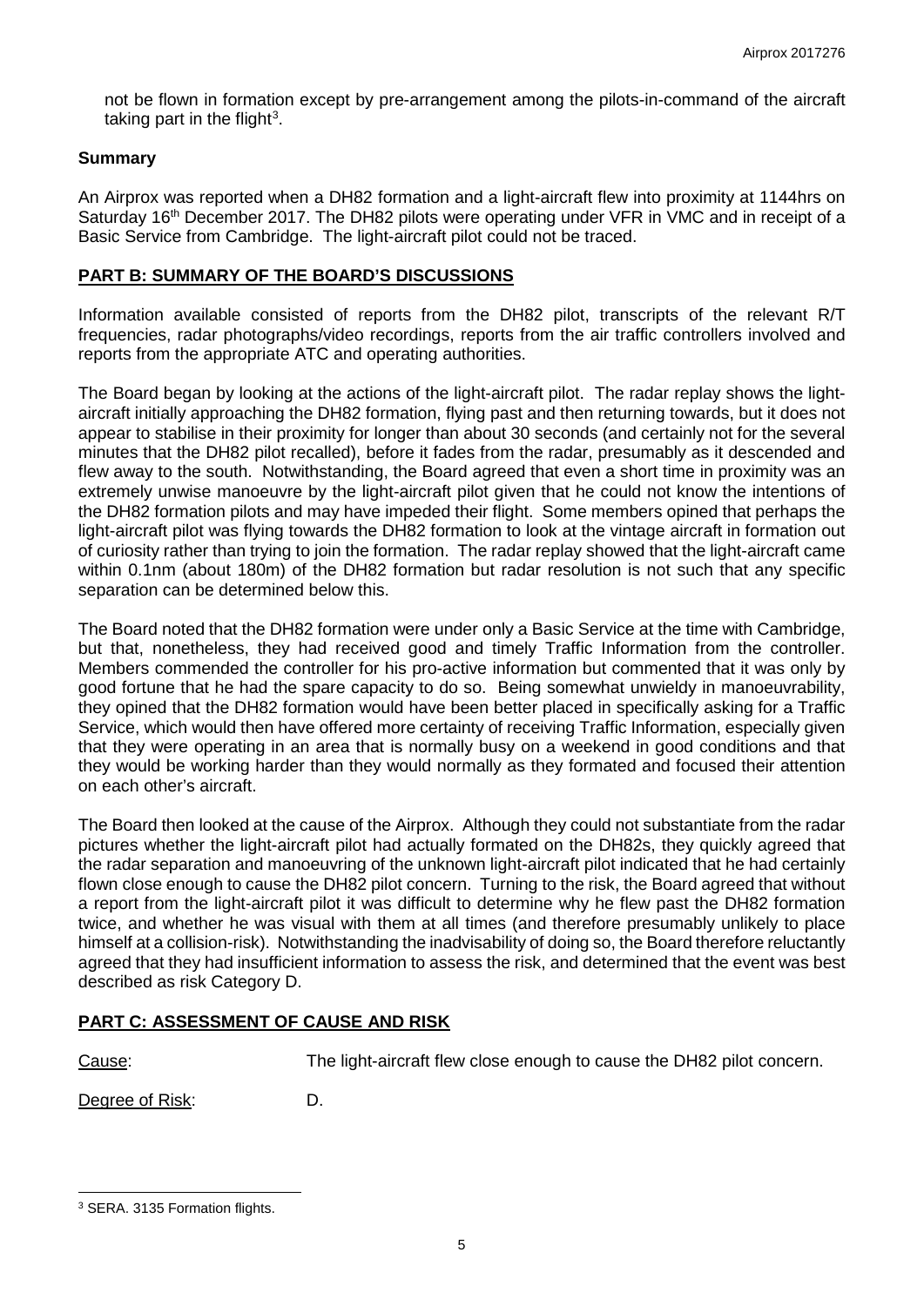not be flown in formation except by pre-arrangement among the pilots-in-command of the aircraft taking part in the flight[3].

**Summary**

An Airprox was reported when a DH82 formation and a light-aircraft flew into proximity at 1144hrs on Saturday 16th December 2017. The DH82 pilots were operating under VFR in VMC and in receipt of a Basic Service from Cambridge. The light-aircraft pilot could not be traced.

## PART B: SUMMARY OF THE BOARD'S DISCUSSIONS

Information available consisted of reports from the DH82 pilot, transcripts of the relevant R/T frequencies, radar photographs/video recordings, reports from the air traffic controllers involved and reports from the appropriate ATC and operating authorities.

The Board began by looking at the actions of the light-aircraft pilot. The radar replay shows the light-aircraft initially approaching the DH82 formation, flying past and then returning towards, but it does not appear to stabilise in their proximity for longer than about 30 seconds (and certainly not for the several minutes that the DH82 pilot recalled), before it fades from the radar, presumably as it descended and flew away to the south. Notwithstanding, the Board agreed that even a short time in proximity was an extremely unwise manoeuvre by the light-aircraft pilot given that he could not know the intentions of the DH82 formation pilots and may have impeded their flight. Some members opined that perhaps the light-aircraft pilot was flying towards the DH82 formation to look at the vintage aircraft in formation out of curiosity rather than trying to join the formation. The radar replay showed that the light-aircraft came within 0.1nm (about 180m) of the DH82 formation but radar resolution is not such that any specific separation can be determined below this.

The Board noted that the DH82 formation were under only a Basic Service at the time with Cambridge, but that, nonetheless, they had received good and timely Traffic Information from the controller. Members commended the controller for his pro-active information but commented that it was only by good fortune that he had the spare capacity to do so. Being somewhat unwieldy in manoeuvrability, they opined that the DH82 formation would have been better placed in specifically asking for a Traffic Service, which would then have offered more certainty of receiving Traffic Information, especially given that they were operating in an area that is normally busy on a weekend in good conditions and that they would be working harder than they would normally as they formated and focused their attention on each other's aircraft.

The Board then looked at the cause of the Airprox. Although they could not substantiate from the radar pictures whether the light-aircraft pilot had actually formated on the DH82s, they quickly agreed that the radar separation and manoeuvring of the unknown light-aircraft pilot indicated that he had certainly flown close enough to cause the DH82 pilot concern. Turning to the risk, the Board agreed that without a report from the light-aircraft pilot it was difficult to determine why he flew past the DH82 formation twice, and whether he was visual with them at all times (and therefore presumably unlikely to place himself at a collision-risk). Notwithstanding the inadvisability of doing so, the Board therefore reluctantly agreed that they had insufficient information to assess the risk, and determined that the event was best described as risk Category D.

## PART C: ASSESSMENT OF CAUSE AND RISK

Cause: The light-aircraft flew close enough to cause the DH82 pilot concern.

Degree of Risk: D.

---

[3] SERA. 3135 Formation flights.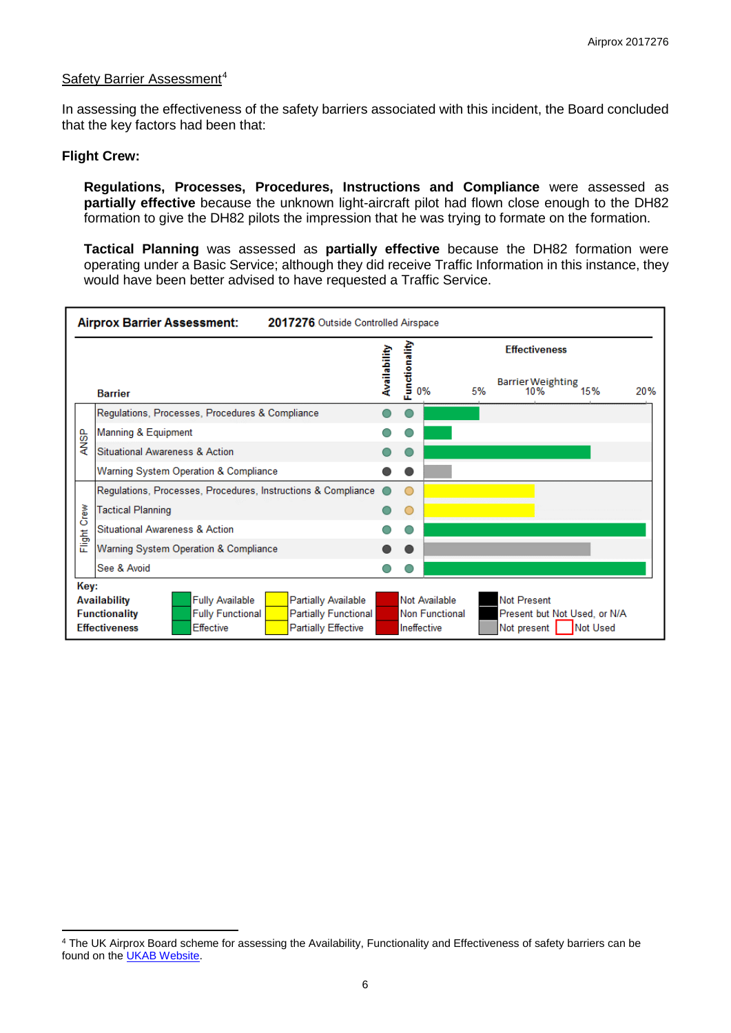Safety Barrier Assessment[4]

In assessing the effectiveness of the safety barriers associated with this incident, the Board concluded that the key factors had been that:

**Flight Crew:**

**Regulations, Processes, Procedures, Instructions and Compliance** were assessed as **partially effective** because the unknown light-aircraft pilot had flown close enough to the DH82 formation to give the DH82 pilots the impression that he was trying to formate on the formation.

**Tactical Planning** was assessed as **partially effective** because the DH82 formation were operating under a Basic Service; although they did receive Traffic Information in this instance, they would have been better advised to have requested a Traffic Service.

Airprox Barrier Assessment: 2017276 Outside Controlled Airspace

Barrier

Availability

Functionality

Effectiveness

Barrier Weighting

0% 5% 10% 15% 20%

ANSP

Regulations, Processes, Procedures & Compliance

Manning & Equipment

Situational Awareness & Action

Warning System Operation & Compliance

Flight Crew

Regulations, Processes, Procedures, Instructions & Compliance

Tactical Planning

Situational Awareness & Action

Warning System Operation & Compliance

See & Avoid

Key:

Availability: Fully Available, Partially Available, Not Available, Not Present

Functionality: Fully Functional, Partially Functional, Non Functional, Present but Not Used, or N/A

Effectiveness: Effective, Partially Effective, Ineffective, Not present, Not Used

[4] The UK Airprox Board scheme for assessing the Availability, Functionality and Effectiveness of safety barriers can be found on the UKAB Website.